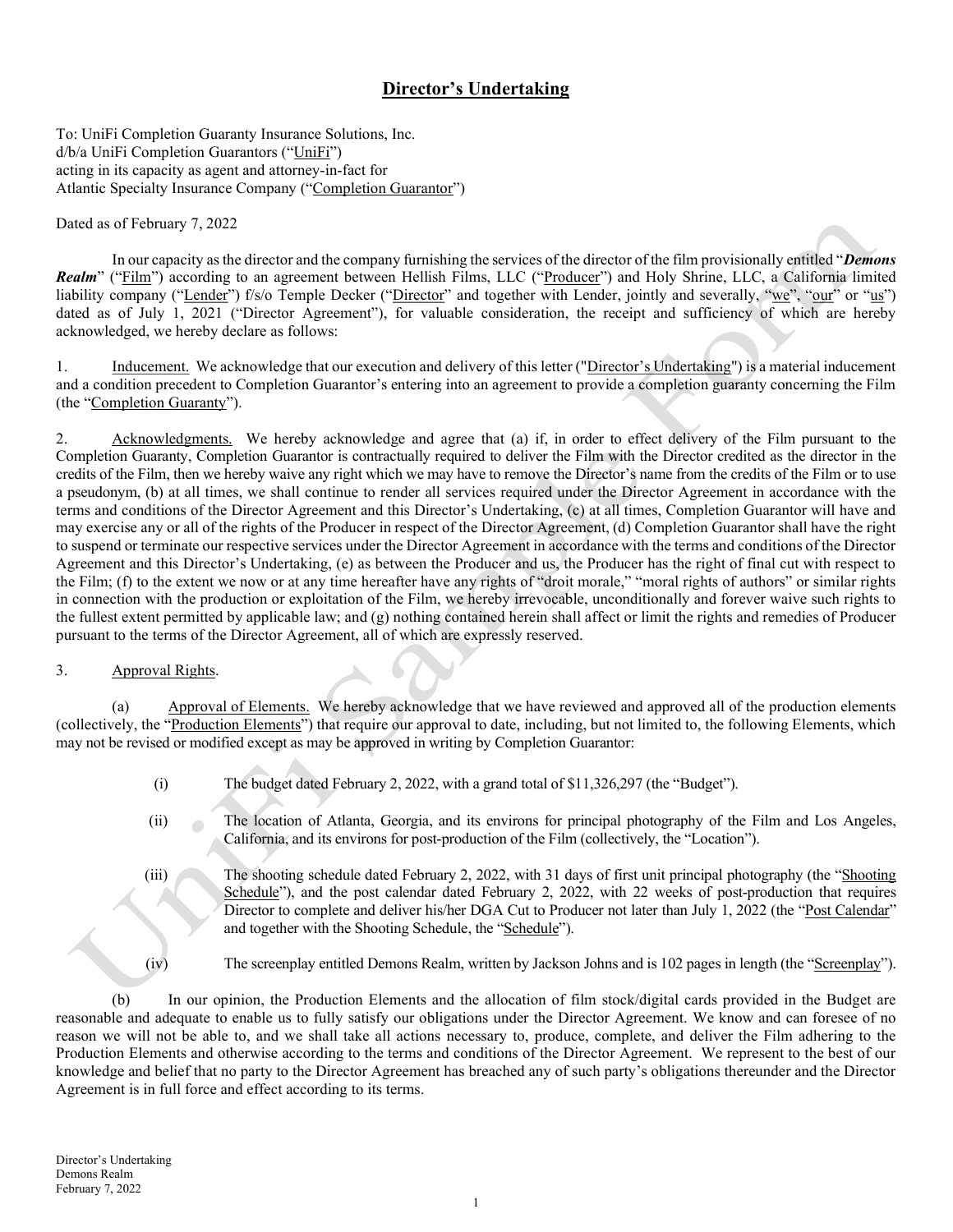## Director's Undertaking

To: UniFi Completion Guaranty Insurance Solutions, Inc.
d/b/a UniFi Completion Guarantors ("UniFi")
acting in its capacity as agent and attorney-in-fact for
Atlantic Specialty Insurance Company ("Completion Guarantor")

Dated as of February 7, 2022

In our capacity as the director and the company furnishing the services of the director of the film provisionally entitled "***Demons Realm***" ("Film") according to an agreement between Hellish Films, LLC ("Producer") and Holy Shrine, LLC, a California limited liability company ("Lender") f/s/o Temple Decker ("Director" and together with Lender, jointly and severally, "we", "our" or "us") dated as of July 1, 2021 ("Director Agreement"), for valuable consideration, the receipt and sufficiency of which are hereby acknowledged, we hereby declare as follows:

1. Inducement. We acknowledge that our execution and delivery of this letter ("Director's Undertaking") is a material inducement and a condition precedent to Completion Guarantor's entering into an agreement to provide a completion guaranty concerning the Film (the "Completion Guaranty").

2. Acknowledgments. We hereby acknowledge and agree that (a) if, in order to effect delivery of the Film pursuant to the Completion Guaranty, Completion Guarantor is contractually required to deliver the Film with the Director credited as the director in the credits of the Film, then we hereby waive any right which we may have to remove the Director's name from the credits of the Film or to use a pseudonym, (b) at all times, we shall continue to render all services required under the Director Agreement in accordance with the terms and conditions of the Director Agreement and this Director's Undertaking, (c) at all times, Completion Guarantor will have and may exercise any or all of the rights of the Producer in respect of the Director Agreement, (d) Completion Guarantor shall have the right to suspend or terminate our respective services under the Director Agreement in accordance with the terms and conditions of the Director Agreement and this Director's Undertaking, (e) as between the Producer and us, the Producer has the right of final cut with respect to the Film; (f) to the extent we now or at any time hereafter have any rights of "droit morale," "moral rights of authors" or similar rights in connection with the production or exploitation of the Film, we hereby irrevocable, unconditionally and forever waive such rights to the fullest extent permitted by applicable law; and (g) nothing contained herein shall affect or limit the rights and remedies of Producer pursuant to the terms of the Director Agreement, all of which are expressly reserved.

3. Approval Rights.

(a) Approval of Elements. We hereby acknowledge that we have reviewed and approved all of the production elements (collectively, the "Production Elements") that require our approval to date, including, but not limited to, the following Elements, which may not be revised or modified except as may be approved in writing by Completion Guarantor:

(i) The budget dated February 2, 2022, with a grand total of $11,326,297 (the "Budget").

(ii) The location of Atlanta, Georgia, and its environs for principal photography of the Film and Los Angeles, California, and its environs for post-production of the Film (collectively, the "Location").

(iii) The shooting schedule dated February 2, 2022, with 31 days of first unit principal photography (the "Shooting Schedule"), and the post calendar dated February 2, 2022, with 22 weeks of post-production that requires Director to complete and deliver his/her DGA Cut to Producer not later than July 1, 2022 (the "Post Calendar" and together with the Shooting Schedule, the "Schedule").

(iv) The screenplay entitled Demons Realm, written by Jackson Johns and is 102 pages in length (the "Screenplay").

(b) In our opinion, the Production Elements and the allocation of film stock/digital cards provided in the Budget are reasonable and adequate to enable us to fully satisfy our obligations under the Director Agreement. We know and can foresee of no reason we will not be able to, and we shall take all actions necessary to, produce, complete, and deliver the Film adhering to the Production Elements and otherwise according to the terms and conditions of the Director Agreement. We represent to the best of our knowledge and belief that no party to the Director Agreement has breached any of such party's obligations thereunder and the Director Agreement is in full force and effect according to its terms.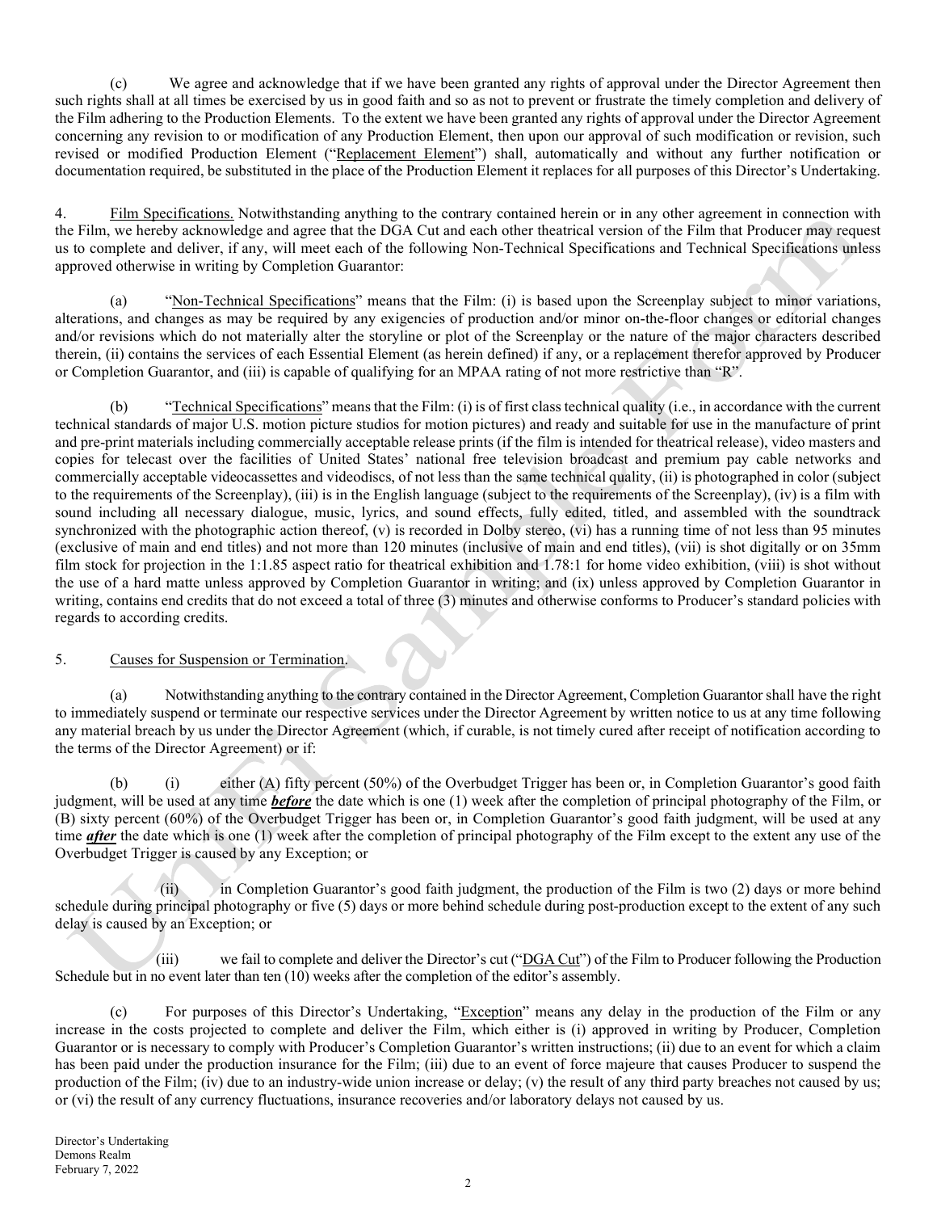(c) We agree and acknowledge that if we have been granted any rights of approval under the Director Agreement then such rights shall at all times be exercised by us in good faith and so as not to prevent or frustrate the timely completion and delivery of the Film adhering to the Production Elements. To the extent we have been granted any rights of approval under the Director Agreement concerning any revision to or modification of any Production Element, then upon our approval of such modification or revision, such revised or modified Production Element ("Replacement Element") shall, automatically and without any further notification or documentation required, be substituted in the place of the Production Element it replaces for all purposes of this Director's Undertaking.

4. Film Specifications. Notwithstanding anything to the contrary contained herein or in any other agreement in connection with the Film, we hereby acknowledge and agree that the DGA Cut and each other theatrical version of the Film that Producer may request us to complete and deliver, if any, will meet each of the following Non-Technical Specifications and Technical Specifications unless approved otherwise in writing by Completion Guarantor:

(a) "Non-Technical Specifications" means that the Film: (i) is based upon the Screenplay subject to minor variations, alterations, and changes as may be required by any exigencies of production and/or minor on-the-floor changes or editorial changes and/or revisions which do not materially alter the storyline or plot of the Screenplay or the nature of the major characters described therein, (ii) contains the services of each Essential Element (as herein defined) if any, or a replacement therefor approved by Producer or Completion Guarantor, and (iii) is capable of qualifying for an MPAA rating of not more restrictive than "R".

(b) "Technical Specifications" means that the Film: (i) is of first class technical quality (i.e., in accordance with the current technical standards of major U.S. motion picture studios for motion pictures) and ready and suitable for use in the manufacture of print and pre-print materials including commercially acceptable release prints (if the film is intended for theatrical release), video masters and copies for telecast over the facilities of United States' national free television broadcast and premium pay cable networks and commercially acceptable videocassettes and videodiscs, of not less than the same technical quality, (ii) is photographed in color (subject to the requirements of the Screenplay), (iii) is in the English language (subject to the requirements of the Screenplay), (iv) is a film with sound including all necessary dialogue, music, lyrics, and sound effects, fully edited, titled, and assembled with the soundtrack synchronized with the photographic action thereof, (v) is recorded in Dolby stereo, (vi) has a running time of not less than 95 minutes (exclusive of main and end titles) and not more than 120 minutes (inclusive of main and end titles), (vii) is shot digitally or on 35mm film stock for projection in the 1:1.85 aspect ratio for theatrical exhibition and 1.78:1 for home video exhibition, (viii) is shot without the use of a hard matte unless approved by Completion Guarantor in writing; and (ix) unless approved by Completion Guarantor in writing, contains end credits that do not exceed a total of three (3) minutes and otherwise conforms to Producer's standard policies with regards to according credits.

5. Causes for Suspension or Termination.

(a) Notwithstanding anything to the contrary contained in the Director Agreement, Completion Guarantor shall have the right to immediately suspend or terminate our respective services under the Director Agreement by written notice to us at any time following any material breach by us under the Director Agreement (which, if curable, is not timely cured after receipt of notification according to the terms of the Director Agreement) or if:

(b) (i) either (A) fifty percent (50%) of the Overbudget Trigger has been or, in Completion Guarantor's good faith judgment, will be used at any time ***before*** the date which is one (1) week after the completion of principal photography of the Film, or (B) sixty percent (60%) of the Overbudget Trigger has been or, in Completion Guarantor's good faith judgment, will be used at any time ***after*** the date which is one (1) week after the completion of principal photography of the Film except to the extent any use of the Overbudget Trigger is caused by any Exception; or

(ii) in Completion Guarantor's good faith judgment, the production of the Film is two (2) days or more behind schedule during principal photography or five (5) days or more behind schedule during post-production except to the extent of any such delay is caused by an Exception; or

(iii) we fail to complete and deliver the Director's cut ("DGA Cut") of the Film to Producer following the Production Schedule but in no event later than ten (10) weeks after the completion of the editor's assembly.

(c) For purposes of this Director's Undertaking, "Exception" means any delay in the production of the Film or any increase in the costs projected to complete and deliver the Film, which either is (i) approved in writing by Producer, Completion Guarantor or is necessary to comply with Producer's Completion Guarantor's written instructions; (ii) due to an event for which a claim has been paid under the production insurance for the Film; (iii) due to an event of force majeure that causes Producer to suspend the production of the Film; (iv) due to an industry-wide union increase or delay; (v) the result of any third party breaches not caused by us; or (vi) the result of any currency fluctuations, insurance recoveries and/or laboratory delays not caused by us.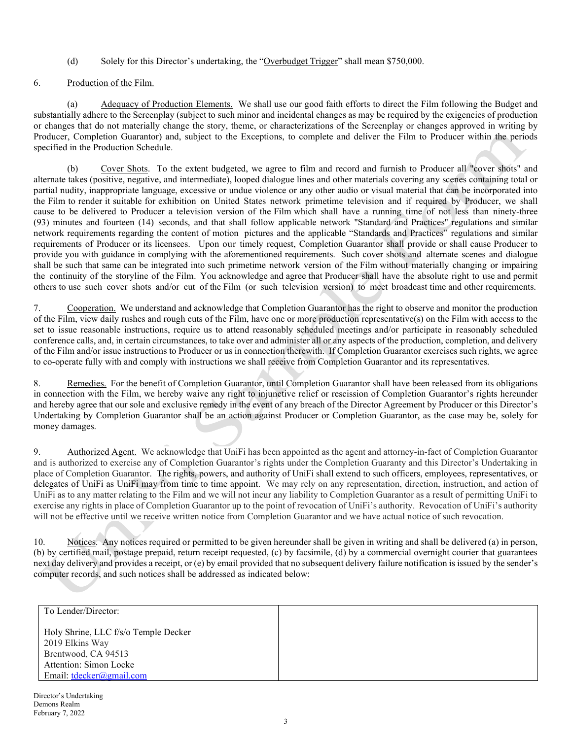(d) Solely for this Director's undertaking, the "<u>Overbudget Trigger</u>" shall mean $750,000.

6. <u>Production of the Film.</u>

(a) <u>Adequacy of Production Elements.</u> We shall use our good faith efforts to direct the Film following the Budget and substantially adhere to the Screenplay (subject to such minor and incidental changes as may be required by the exigencies of production or changes that do not materially change the story, theme, or characterizations of the Screenplay or changes approved in writing by Producer, Completion Guarantor) and, subject to the Exceptions, to complete and deliver the Film to Producer within the periods specified in the Production Schedule.

(b) <u>Cover Shots</u>. To the extent budgeted, we agree to film and record and furnish to Producer all "cover shots" and alternate takes (positive, negative, and intermediate), looped dialogue lines and other materials covering any scenes containing total or partial nudity, inappropriate language, excessive or undue violence or any other audio or visual material that can be incorporated into the Film to render it suitable for exhibition on United States network primetime television and if required by Producer, we shall cause to be delivered to Producer a television version of the Film which shall have a running time of not less than ninety-three (93) minutes and fourteen (14) seconds, and that shall follow applicable network "Standard and Practices" regulations and similar network requirements regarding the content of motion pictures and the applicable "Standards and Practices" regulations and similar requirements of Producer or its licensees. Upon our timely request, Completion Guarantor shall provide or shall cause Producer to provide you with guidance in complying with the aforementioned requirements. Such cover shots and alternate scenes and dialogue shall be such that same can be integrated into such primetime network version of the Film without materially changing or impairing the continuity of the storyline of the Film. You acknowledge and agree that Producer shall have the absolute right to use and permit others to use such cover shots and/or cut of the Film (or such television version) to meet broadcast time and other requirements.

7. <u>Cooperation.</u> We understand and acknowledge that Completion Guarantor has the right to observe and monitor the production of the Film, view daily rushes and rough cuts of the Film, have one or more production representative(s) on the Film with access to the set to issue reasonable instructions, require us to attend reasonably scheduled meetings and/or participate in reasonably scheduled conference calls, and, in certain circumstances, to take over and administer all or any aspects of the production, completion, and delivery of the Film and/or issue instructions to Producer or us in connection therewith. If Completion Guarantor exercises such rights, we agree to co-operate fully with and comply with instructions we shall receive from Completion Guarantor and its representatives.

8. <u>Remedies.</u> For the benefit of Completion Guarantor, until Completion Guarantor shall have been released from its obligations in connection with the Film, we hereby waive any right to injunctive relief or rescission of Completion Guarantor's rights hereunder and hereby agree that our sole and exclusive remedy in the event of any breach of the Director Agreement by Producer or this Director's Undertaking by Completion Guarantor shall be an action against Producer or Completion Guarantor, as the case may be, solely for money damages.

9. <u>Authorized Agent.</u> We acknowledge that UniFi has been appointed as the agent and attorney-in-fact of Completion Guarantor and is authorized to exercise any of Completion Guarantor's rights under the Completion Guaranty and this Director's Undertaking in place of Completion Guarantor. The rights, powers, and authority of UniFi shall extend to such officers, employees, representatives, or delegates of UniFi as UniFi may from time to time appoint. We may rely on any representation, direction, instruction, and action of UniFi as to any matter relating to the Film and we will not incur any liability to Completion Guarantor as a result of permitting UniFi to exercise any rights in place of Completion Guarantor up to the point of revocation of UniFi's authority. Revocation of UniFi's authority will not be effective until we receive written notice from Completion Guarantor and we have actual notice of such revocation.

10. <u>Notices</u>. Any notices required or permitted to be given hereunder shall be given in writing and shall be delivered (a) in person, (b) by certified mail, postage prepaid, return receipt requested, (c) by facsimile, (d) by a commercial overnight courier that guarantees next day delivery and provides a receipt, or (e) by email provided that no subsequent delivery failure notification is issued by the sender's computer records, and such notices shall be addressed as indicated below:

| To Lender/Director:<br><br>Holy Shrine, LLC f/s/o Temple Decker<br>2019 Elkins Way<br>Brentwood, CA 94513<br>Attention: Simon Locke<br>Email: tdecker@gmail.com | |
|---|---|

Director's Undertaking
Demons Realm
February 7, 2022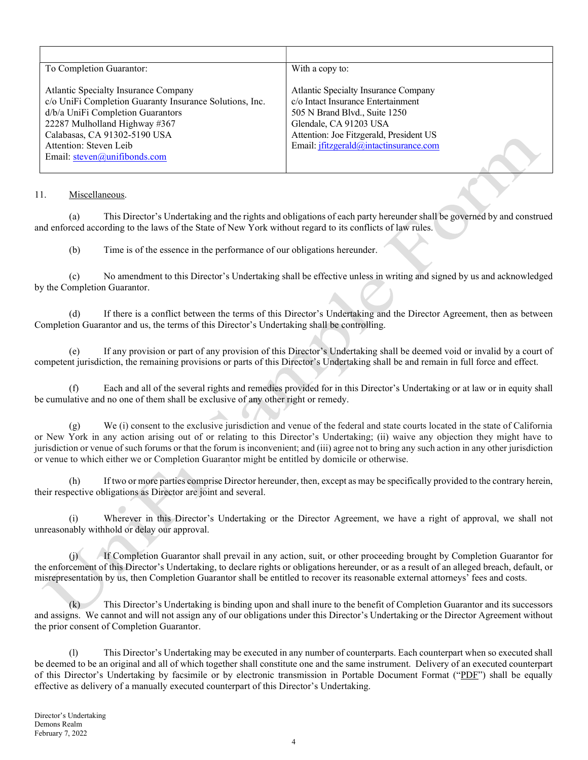| | |
|---|---|
| To Completion Guarantor:<br><br>Atlantic Specialty Insurance Company<br>c/o UniFi Completion Guaranty Insurance Solutions, Inc.<br>d/b/a UniFi Completion Guarantors<br>22287 Mulholland Highway #367<br>Calabasas, CA 91302-5190 USA<br>Attention: Steven Leib<br>Email: steven@unifibonds.com | With a copy to:<br><br>Atlantic Specialty Insurance Company<br>c/o Intact Insurance Entertainment<br>505 N Brand Blvd., Suite 1250<br>Glendale, CA 91203 USA<br>Attention: Joe Fitzgerald, President US<br>Email: jfitzgerald@intactinsurance.com |

11. Miscellaneous.

(a) This Director's Undertaking and the rights and obligations of each party hereunder shall be governed by and construed and enforced according to the laws of the State of New York without regard to its conflicts of law rules.

(b) Time is of the essence in the performance of our obligations hereunder.

(c) No amendment to this Director's Undertaking shall be effective unless in writing and signed by us and acknowledged by the Completion Guarantor.

(d) If there is a conflict between the terms of this Director's Undertaking and the Director Agreement, then as between Completion Guarantor and us, the terms of this Director's Undertaking shall be controlling.

(e) If any provision or part of any provision of this Director's Undertaking shall be deemed void or invalid by a court of competent jurisdiction, the remaining provisions or parts of this Director's Undertaking shall be and remain in full force and effect.

(f) Each and all of the several rights and remedies provided for in this Director's Undertaking or at law or in equity shall be cumulative and no one of them shall be exclusive of any other right or remedy.

(g) We (i) consent to the exclusive jurisdiction and venue of the federal and state courts located in the state of California or New York in any action arising out of or relating to this Director's Undertaking; (ii) waive any objection they might have to jurisdiction or venue of such forums or that the forum is inconvenient; and (iii) agree not to bring any such action in any other jurisdiction or venue to which either we or Completion Guarantor might be entitled by domicile or otherwise.

(h) If two or more parties comprise Director hereunder, then, except as may be specifically provided to the contrary herein, their respective obligations as Director are joint and several.

(i) Wherever in this Director's Undertaking or the Director Agreement, we have a right of approval, we shall not unreasonably withhold or delay our approval.

(j) If Completion Guarantor shall prevail in any action, suit, or other proceeding brought by Completion Guarantor for the enforcement of this Director's Undertaking, to declare rights or obligations hereunder, or as a result of an alleged breach, default, or misrepresentation by us, then Completion Guarantor shall be entitled to recover its reasonable external attorneys' fees and costs.

(k) This Director's Undertaking is binding upon and shall inure to the benefit of Completion Guarantor and its successors and assigns. We cannot and will not assign any of our obligations under this Director's Undertaking or the Director Agreement without the prior consent of Completion Guarantor.

(l) This Director's Undertaking may be executed in any number of counterparts. Each counterpart when so executed shall be deemed to be an original and all of which together shall constitute one and the same instrument. Delivery of an executed counterpart of this Director's Undertaking by facsimile or by electronic transmission in Portable Document Format ("PDF") shall be equally effective as delivery of a manually executed counterpart of this Director's Undertaking.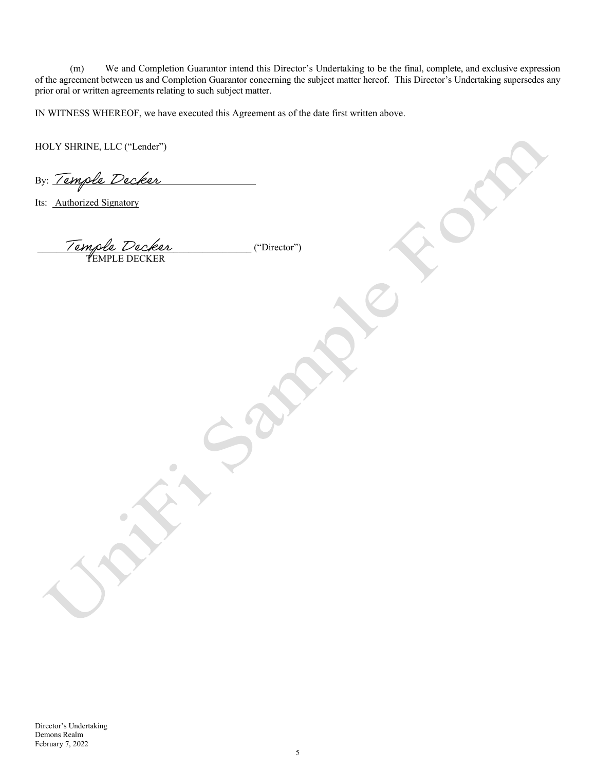(m) We and Completion Guarantor intend this Director's Undertaking to be the final, complete, and exclusive expression of the agreement between us and Completion Guarantor concerning the subject matter hereof. This Director's Undertaking supersedes any prior oral or written agreements relating to such subject matter.

IN WITNESS WHEREOF, we have executed this Agreement as of the date first written above.

HOLY SHRINE, LLC ("Lender")

By: *Temple Decker*

Its: Authorized Signatory

*Temple Decker* ("Director")
TEMPLE DECKER

Director's Undertaking
Demons Realm
February 7, 2022